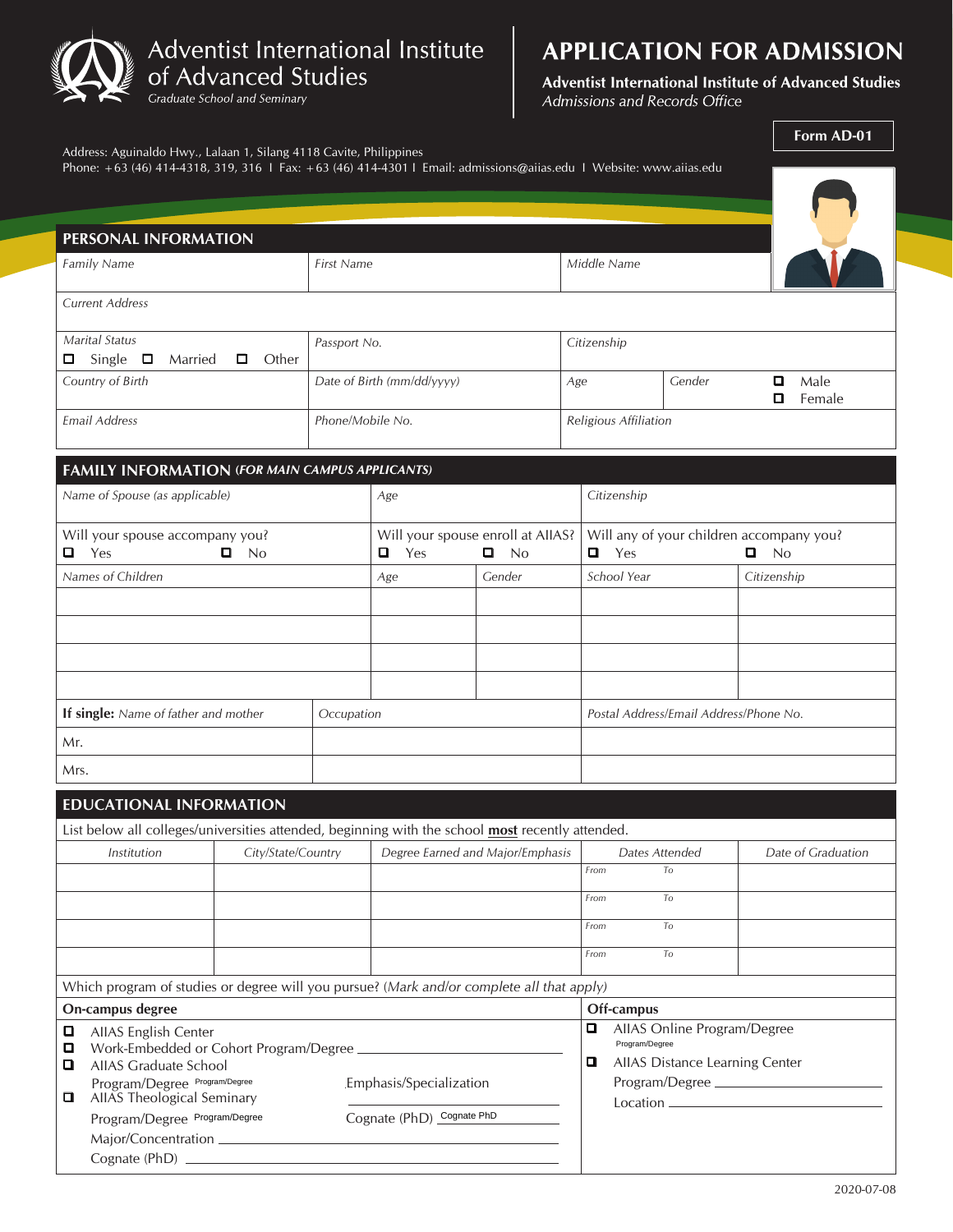# Adventist International Institute of Advanced Studies

*Graduate School and Seminary*

# APPLICATION FOR ADMISSION

**Adventist International Institute of Advanced Studies**
*Admissions and Records Office*

**Form AD-01**

Address: Aguinaldo Hwy., Lalaan 1, Silang 4118 Cavite, Philippines
Phone: +63 (46) 414-4318, 319, 316 I Fax: +63 (46) 414-4301 I Email: admissions@aiias.edu I Website: www.aiias.edu

## PERSONAL INFORMATION

| *Family Name* | *First Name* | *Middle Name* | | |
|---|---|---|---|---|
| *Current Address* | | | | |
| *Marital Status* ☐ Single ☐ Married ☐ Other | *Passport No.* | *Citizenship* | | |
| *Country of Birth* | *Date of Birth (mm/dd/yyyy)* | *Age* | *Gender* | ☐ Male ☐ Female |
| *Email Address* | *Phone/Mobile No.* | *Religious Affiliation* | | |

## FAMILY INFORMATION (*FOR MAIN CAMPUS APPLICANTS*)

| *Name of Spouse (as applicable)* | *Age* | | *Citizenship* | |
|---|---|---|---|---|
| Will your spouse accompany you? ☐ Yes ☐ No | Will your spouse enroll at AIIAS? ☐ Yes ☐ No | | Will any of your children accompany you? ☐ Yes ☐ No | |
| *Names of Children* | *Age* | *Gender* | *School Year* | *Citizenship* |
| | | | | |
| | | | | |
| | | | | |
| | | | | |

| **If single:** *Name of father and mother* | *Occupation* | *Postal Address/Email Address/Phone No.* |
|---|---|---|
| Mr. | | |
| Mrs. | | |

## EDUCATIONAL INFORMATION

List below all colleges/universities attended, beginning with the school **most** recently attended.

| *Institution* | *City/State/Country* | *Degree Earned and Major/Emphasis* | *Dates Attended* | *Date of Graduation* |
|---|---|---|---|---|
| | | | *From* *To* | |
| | | | *From* *To* | |
| | | | *From* *To* | |
| | | | *From* *To* | |

Which program of studies or degree will you pursue? (*Mark and/or complete all that apply*)

**On-campus degree**

- ☐ AIIAS English Center
- ☐ Work-Embedded or Cohort Program/Degree ____________
- ☐ AIIAS Graduate School
  - Program/Degree Program/Degree    Emphasis/Specialization ____________
- ☐ AIIAS Theological Seminary
  - Program/Degree Program/Degree    Cognate (PhD) Cognate PhD
  - Major/Concentration ____________
  - Cognate (PhD) ____________

**Off-campus**

- ☐ AIIAS Online Program/Degree
  - Program/Degree
- ☐ AIIAS Distance Learning Center
  - Program/Degree ____________
  - Location ____________

2020-07-08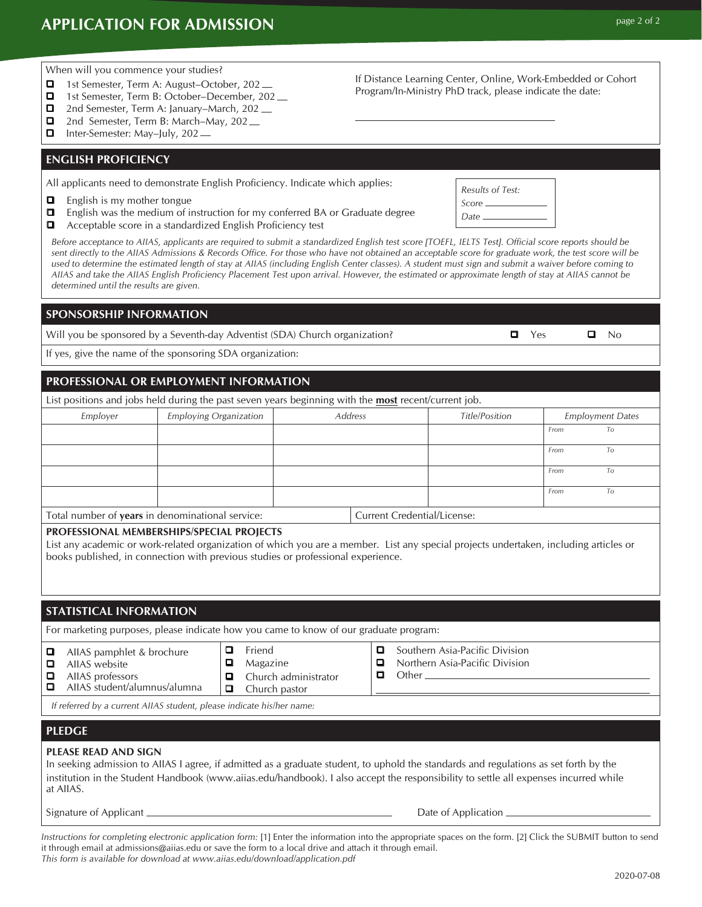# APPLICATION FOR ADMISSION

When will you commence your studies?

- ☐ 1st Semester, Term A: August–October, 202 __
- ☐ 1st Semester, Term B: October–December, 202 __
- ☐ 2nd Semester, Term A: January–March, 202 __
- ☐ 2nd Semester, Term B: March–May, 202 __
- ☐ Inter-Semester: May–July, 202 __

If Distance Learning Center, Online, Work-Embedded or Cohort Program/In-Ministry PhD track, please indicate the date:

______________________________

## ENGLISH PROFICIENCY

All applicants need to demonstrate English Proficiency. Indicate which applies:

- ☐ English is my mother tongue
- ☐ English was the medium of instruction for my conferred BA or Graduate degree
- ☐ Acceptable score in a standardized English Proficiency test

*Results of Test:*
*Score* ____________
*Date* ____________

*Before acceptance to AIIAS, applicants are required to submit a standardized English test score [TOEFL, IELTS Test]. Official score reports should be sent directly to the AIIAS Admissions & Records Office. For those who have not obtained an acceptable score for graduate work, the test score will be used to determine the estimated length of stay at AIIAS (including English Center classes). A student must sign and submit a waiver before coming to AIIAS and take the AIIAS English Proficiency Placement Test upon arrival. However, the estimated or approximate length of stay at AIIAS cannot be determined until the results are given.*

## SPONSORSHIP INFORMATION

Will you be sponsored by a Seventh-day Adventist (SDA) Church organization? ☐ Yes ☐ No

If yes, give the name of the sponsoring SDA organization:

## PROFESSIONAL OR EMPLOYMENT INFORMATION

List positions and jobs held during the past seven years beginning with the **most** recent/current job.

| *Employer* | *Employing Organization* | *Address* | *Title/Position* | *Employment Dates* |
|---|---|---|---|---|
| | | | | *From* *To* |
| | | | | *From* *To* |
| | | | | *From* *To* |
| | | | | *From* *To* |

Total number of **years** in denominational service:

Current Credential/License:

**PROFESSIONAL MEMBERSHIPS/SPECIAL PROJECTS**

List any academic or work-related organization of which you are a member. List any special projects undertaken, including articles or books published, in connection with previous studies or professional experience.

## STATISTICAL INFORMATION

For marketing purposes, please indicate how you came to know of our graduate program:

- ☐ AIIAS pamphlet & brochure
- ☐ AIIAS website
- ☐ AIIAS professors
- ☐ AIIAS student/alumnus/alumna
- ☐ Friend
- ☐ Magazine
- ☐ Church administrator
- ☐ Church pastor
- ☐ Southern Asia-Pacific Division
- ☐ Northern Asia-Pacific Division
- ☐ Other ____________________

*If referred by a current AIIAS student, please indicate his/her name:*

## PLEDGE

**PLEASE READ AND SIGN**

In seeking admission to AIIAS I agree, if admitted as a graduate student, to uphold the standards and regulations as set forth by the institution in the Student Handbook (www.aiias.edu/handbook). I also accept the responsibility to settle all expenses incurred while at AIIAS.

Signature of Applicant ______________________________ Date of Application ____________________

*Instructions for completing electronic application form:* [1] Enter the information into the appropriate spaces on the form. [2] Click the SUBMIT button to send it through email at admissions@aiias.edu or save the form to a local drive and attach it through email.
*This form is available for download at www.aiias.edu/download/application.pdf*

2020-07-08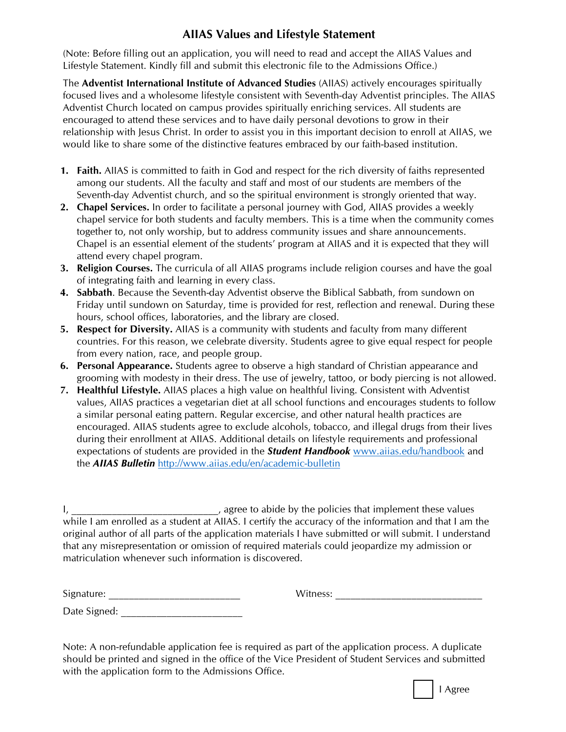# AIIAS Values and Lifestyle Statement

(Note: Before filling out an application, you will need to read and accept the AIIAS Values and Lifestyle Statement. Kindly fill and submit this electronic file to the Admissions Office.)

The **Adventist International Institute of Advanced Studies** (AIIAS) actively encourages spiritually focused lives and a wholesome lifestyle consistent with Seventh-day Adventist principles. The AIIAS Adventist Church located on campus provides spiritually enriching services. All students are encouraged to attend these services and to have daily personal devotions to grow in their relationship with Jesus Christ. In order to assist you in this important decision to enroll at AIIAS, we would like to share some of the distinctive features embraced by our faith-based institution.

1. **Faith.** AIIAS is committed to faith in God and respect for the rich diversity of faiths represented among our students. All the faculty and staff and most of our students are members of the Seventh-day Adventist church, and so the spiritual environment is strongly oriented that way.
2. **Chapel Services.** In order to facilitate a personal journey with God, AIIAS provides a weekly chapel service for both students and faculty members. This is a time when the community comes together to, not only worship, but to address community issues and share announcements. Chapel is an essential element of the students' program at AIIAS and it is expected that they will attend every chapel program.
3. **Religion Courses.** The curricula of all AIIAS programs include religion courses and have the goal of integrating faith and learning in every class.
4. **Sabbath**. Because the Seventh-day Adventist observe the Biblical Sabbath, from sundown on Friday until sundown on Saturday, time is provided for rest, reflection and renewal. During these hours, school offices, laboratories, and the library are closed.
5. **Respect for Diversity.** AIIAS is a community with students and faculty from many different countries. For this reason, we celebrate diversity. Students agree to give equal respect for people from every nation, race, and people group.
6. **Personal Appearance.** Students agree to observe a high standard of Christian appearance and grooming with modesty in their dress. The use of jewelry, tattoo, or body piercing is not allowed.
7. **Healthful Lifestyle.** AIIAS places a high value on healthful living. Consistent with Adventist values, AIIAS practices a vegetarian diet at all school functions and encourages students to follow a similar personal eating pattern. Regular excercise, and other natural health practices are encouraged. AIIAS students agree to exclude alcohols, tobacco, and illegal drugs from their lives during their enrollment at AIIAS. Additional details on lifestyle requirements and professional expectations of students are provided in the ***Student Handbook*** www.aiias.edu/handbook and the ***AIIAS Bulletin*** http://www.aiias.edu/en/academic-bulletin

I, ____________________________, agree to abide by the policies that implement these values while I am enrolled as a student at AIIAS. I certify the accuracy of the information and that I am the original author of all parts of the application materials I have submitted or will submit. I understand that any misrepresentation or omission of required materials could jeopardize my admission or matriculation whenever such information is discovered.

Signature: _________________________ Witness: ____________________________

Date Signed: _______________________

Note: A non-refundable application fee is required as part of the application process. A duplicate should be printed and signed in the office of the Vice President of Student Services and submitted with the application form to the Admissions Office.

☐ I Agree